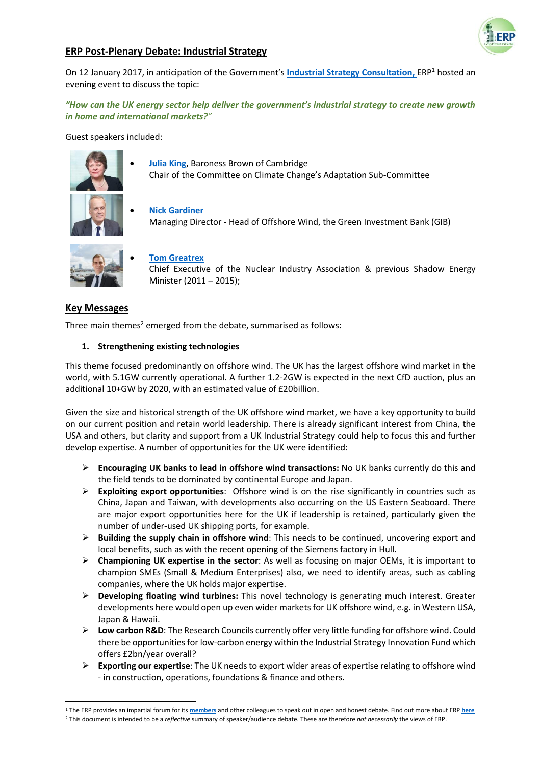## ERP Post-Plenary Debate: Industrial Strategy

On 12 January 2017, in anticipation of the Government's **Industrial Strategy Consultation,** ERP[1] hosted an evening event to discuss the topic:

***"How can the UK energy sector help deliver the government's industrial strategy to create new growth in home and international markets?"***

Guest speakers included:

- **Julia King**, Baroness Brown of Cambridge
  Chair of the Committee on Climate Change's Adaptation Sub-Committee
- **Nick Gardiner**
  Managing Director - Head of Offshore Wind, the Green Investment Bank (GIB)
- **Tom Greatrex**
  Chief Executive of the Nuclear Industry Association & previous Shadow Energy Minister (2011 – 2015);

## Key Messages

Three main themes[2] emerged from the debate, summarised as follows:

1. **Strengthening existing technologies**

This theme focused predominantly on offshore wind. The UK has the largest offshore wind market in the world, with 5.1GW currently operational. A further 1.2-2GW is expected in the next CfD auction, plus an additional 10+GW by 2020, with an estimated value of £20billion.

Given the size and historical strength of the UK offshore wind market, we have a key opportunity to build on our current position and retain world leadership. There is already significant interest from China, the USA and others, but clarity and support from a UK Industrial Strategy could help to focus this and further develop expertise. A number of opportunities for the UK were identified:

- **Encouraging UK banks to lead in offshore wind transactions:** No UK banks currently do this and the field tends to be dominated by continental Europe and Japan.
- **Exploiting export opportunities**: Offshore wind is on the rise significantly in countries such as China, Japan and Taiwan, with developments also occurring on the US Eastern Seaboard. There are major export opportunities here for the UK if leadership is retained, particularly given the number of under-used UK shipping ports, for example.
- **Building the supply chain in offshore wind**: This needs to be continued, uncovering export and local benefits, such as with the recent opening of the Siemens factory in Hull.
- **Championing UK expertise in the sector**: As well as focusing on major OEMs, it is important to champion SMEs (Small & Medium Enterprises) also, we need to identify areas, such as cabling companies, where the UK holds major expertise.
- **Developing floating wind turbines:** This novel technology is generating much interest. Greater developments here would open up even wider markets for UK offshore wind, e.g. in Western USA, Japan & Hawaii.
- **Low carbon R&D**: The Research Councils currently offer very little funding for offshore wind. Could there be opportunities for low-carbon energy within the Industrial Strategy Innovation Fund which offers £2bn/year overall?
- **Exporting our expertise**: The UK needs to export wider areas of expertise relating to offshore wind - in construction, operations, foundations & finance and others.

---

[1] The ERP provides an impartial forum for its **members** and other colleagues to speak out in open and honest debate. Find out more about ERP **here**

[2] This document is intended to be a *reflective* summary of speaker/audience debate. These are therefore *not necessarily* the views of ERP.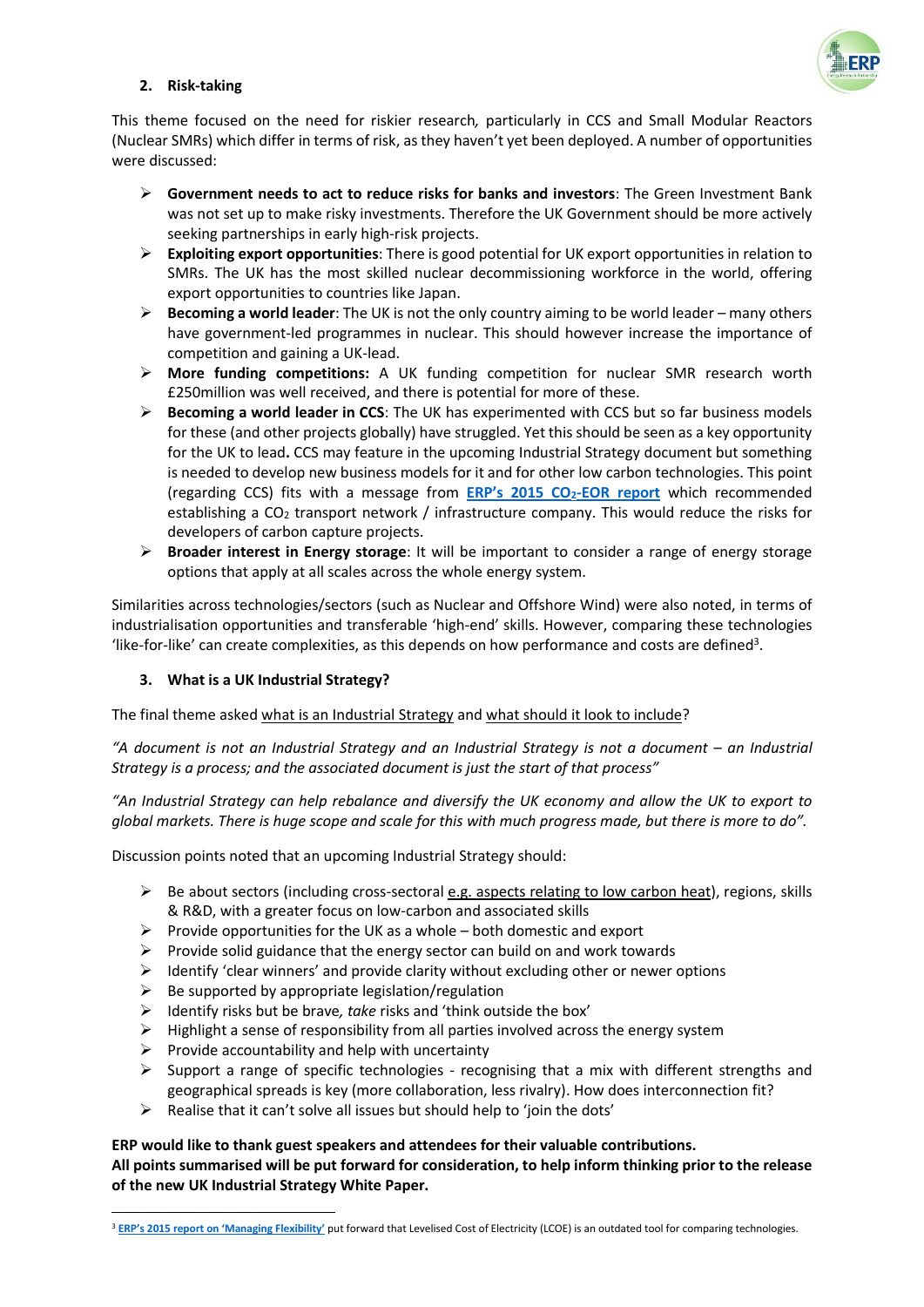## 2. Risk-taking

This theme focused on the need for riskier research, particularly in CCS and Small Modular Reactors (Nuclear SMRs) which differ in terms of risk, as they haven't yet been deployed. A number of opportunities were discussed:

- **Government needs to act to reduce risks for banks and investors**: The Green Investment Bank was not set up to make risky investments. Therefore the UK Government should be more actively seeking partnerships in early high-risk projects.
- **Exploiting export opportunities**: There is good potential for UK export opportunities in relation to SMRs. The UK has the most skilled nuclear decommissioning workforce in the world, offering export opportunities to countries like Japan.
- **Becoming a world leader**: The UK is not the only country aiming to be world leader – many others have government-led programmes in nuclear. This should however increase the importance of competition and gaining a UK-lead.
- **More funding competitions:** A UK funding competition for nuclear SMR research worth £250million was well received, and there is potential for more of these.
- **Becoming a world leader in CCS**: The UK has experimented with CCS but so far business models for these (and other projects globally) have struggled. Yet this should be seen as a key opportunity for the UK to lead**.** CCS may feature in the upcoming Industrial Strategy document but something is needed to develop new business models for it and for other low carbon technologies. This point (regarding CCS) fits with a message from **ERP's 2015 $CO_2$-EOR report** which recommended establishing a $CO_2$ transport network / infrastructure company. This would reduce the risks for developers of carbon capture projects.
- **Broader interest in Energy storage**: It will be important to consider a range of energy storage options that apply at all scales across the whole energy system.

Similarities across technologies/sectors (such as Nuclear and Offshore Wind) were also noted, in terms of industrialisation opportunities and transferable 'high-end' skills. However, comparing these technologies 'like-for-like' can create complexities, as this depends on how performance and costs are defined[3].

## 3. What is a UK Industrial Strategy?

The final theme asked what is an Industrial Strategy and what should it look to include?

*"A document is not an Industrial Strategy and an Industrial Strategy is not a document – an Industrial Strategy is a process; and the associated document is just the start of that process"*

*"An Industrial Strategy can help rebalance and diversify the UK economy and allow the UK to export to global markets. There is huge scope and scale for this with much progress made, but there is more to do".*

Discussion points noted that an upcoming Industrial Strategy should:

- Be about sectors (including cross-sectoral e.g. aspects relating to low carbon heat), regions, skills & R&D, with a greater focus on low-carbon and associated skills
- Provide opportunities for the UK as a whole – both domestic and export
- Provide solid guidance that the energy sector can build on and work towards
- Identify 'clear winners' and provide clarity without excluding other or newer options
- Be supported by appropriate legislation/regulation
- Identify risks but be brave, *take* risks and 'think outside the box'
- Highlight a sense of responsibility from all parties involved across the energy system
- Provide accountability and help with uncertainty
- Support a range of specific technologies - recognising that a mix with different strengths and geographical spreads is key (more collaboration, less rivalry). How does interconnection fit?
- Realise that it can't solve all issues but should help to 'join the dots'

**ERP would like to thank guest speakers and attendees for their valuable contributions.**
**All points summarised will be put forward for consideration, to help inform thinking prior to the release of the new UK Industrial Strategy White Paper.**

---

[3] **ERP's 2015 report on 'Managing Flexibility'** put forward that Levelised Cost of Electricity (LCOE) is an outdated tool for comparing technologies.